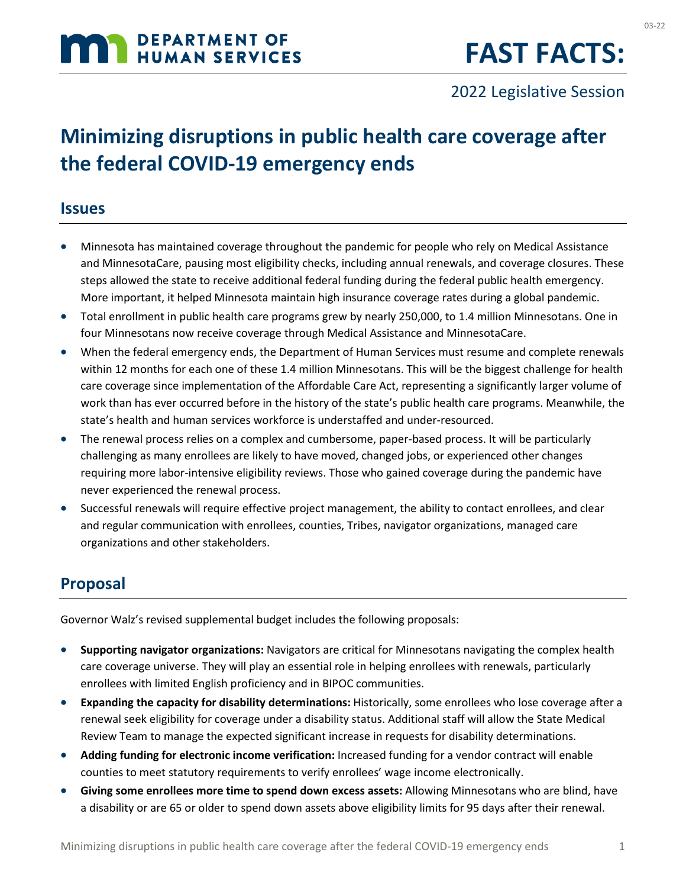DEPARTMENT OF HUMAN SERVICES

# FAST FACTS:

2022 Legislative Session

# Minimizing disruptions in public health care coverage after the federal COVID-19 emergency ends

## Issues

- Minnesota has maintained coverage throughout the pandemic for people who rely on Medical Assistance and MinnesotaCare, pausing most eligibility checks, including annual renewals, and coverage closures. These steps allowed the state to receive additional federal funding during the federal public health emergency. More important, it helped Minnesota maintain high insurance coverage rates during a global pandemic.
- Total enrollment in public health care programs grew by nearly 250,000, to 1.4 million Minnesotans. One in four Minnesotans now receive coverage through Medical Assistance and MinnesotaCare.
- When the federal emergency ends, the Department of Human Services must resume and complete renewals within 12 months for each one of these 1.4 million Minnesotans. This will be the biggest challenge for health care coverage since implementation of the Affordable Care Act, representing a significantly larger volume of work than has ever occurred before in the history of the state's public health care programs. Meanwhile, the state's health and human services workforce is understaffed and under-resourced.
- The renewal process relies on a complex and cumbersome, paper-based process. It will be particularly challenging as many enrollees are likely to have moved, changed jobs, or experienced other changes requiring more labor-intensive eligibility reviews. Those who gained coverage during the pandemic have never experienced the renewal process.
- Successful renewals will require effective project management, the ability to contact enrollees, and clear and regular communication with enrollees, counties, Tribes, navigator organizations, managed care organizations and other stakeholders.

## Proposal

Governor Walz's revised supplemental budget includes the following proposals:

- **Supporting navigator organizations:** Navigators are critical for Minnesotans navigating the complex health care coverage universe. They will play an essential role in helping enrollees with renewals, particularly enrollees with limited English proficiency and in BIPOC communities.
- **Expanding the capacity for disability determinations:** Historically, some enrollees who lose coverage after a renewal seek eligibility for coverage under a disability status. Additional staff will allow the State Medical Review Team to manage the expected significant increase in requests for disability determinations.
- **Adding funding for electronic income verification:** Increased funding for a vendor contract will enable counties to meet statutory requirements to verify enrollees' wage income electronically.
- **Giving some enrollees more time to spend down excess assets:** Allowing Minnesotans who are blind, have a disability or are 65 or older to spend down assets above eligibility limits for 95 days after their renewal.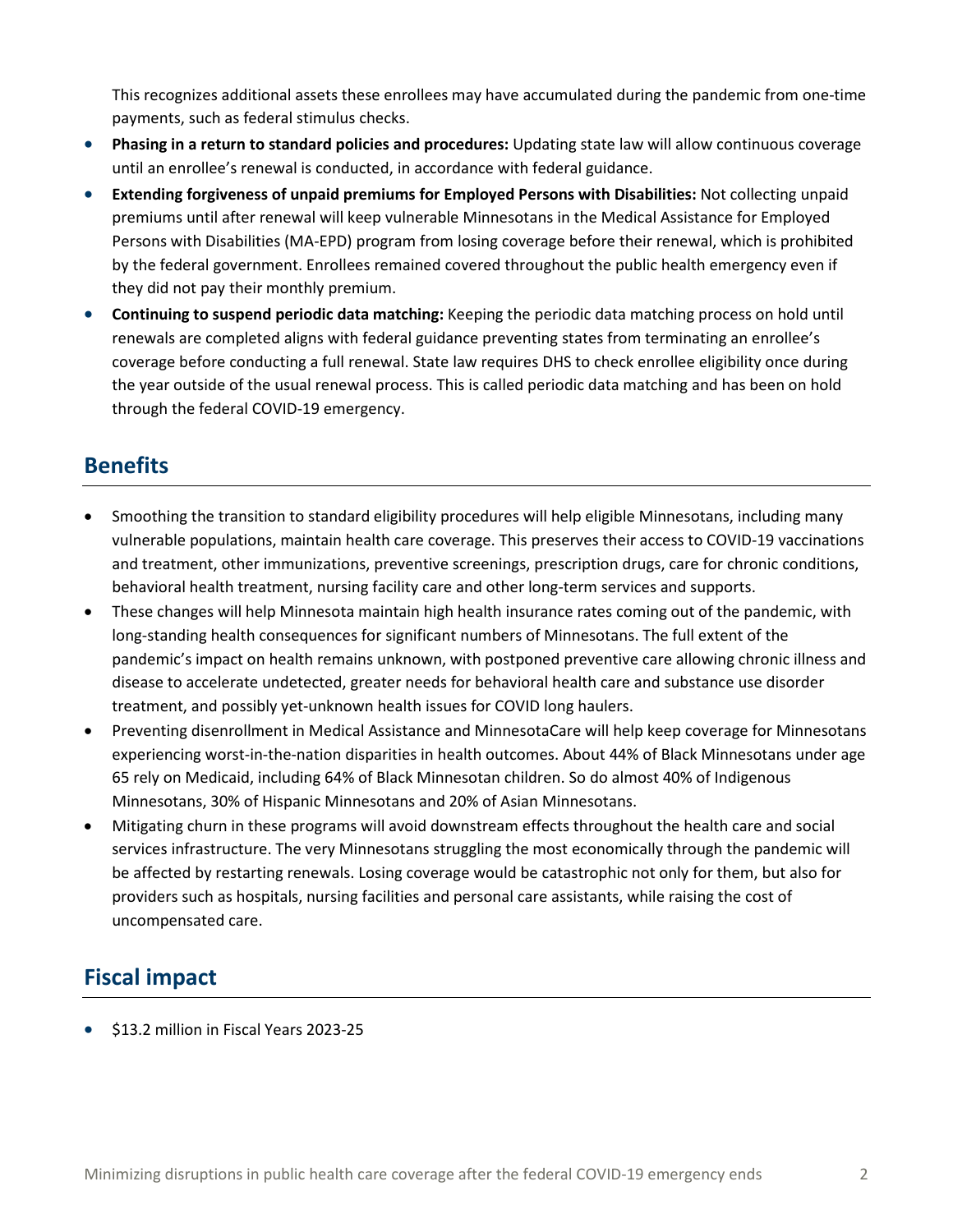This recognizes additional assets these enrollees may have accumulated during the pandemic from one-time payments, such as federal stimulus checks.

- **Phasing in a return to standard policies and procedures:** Updating state law will allow continuous coverage until an enrollee's renewal is conducted, in accordance with federal guidance.
- **Extending forgiveness of unpaid premiums for Employed Persons with Disabilities:** Not collecting unpaid premiums until after renewal will keep vulnerable Minnesotans in the Medical Assistance for Employed Persons with Disabilities (MA-EPD) program from losing coverage before their renewal, which is prohibited by the federal government. Enrollees remained covered throughout the public health emergency even if they did not pay their monthly premium.
- **Continuing to suspend periodic data matching:** Keeping the periodic data matching process on hold until renewals are completed aligns with federal guidance preventing states from terminating an enrollee's coverage before conducting a full renewal. State law requires DHS to check enrollee eligibility once during the year outside of the usual renewal process. This is called periodic data matching and has been on hold through the federal COVID-19 emergency.

## Benefits

- Smoothing the transition to standard eligibility procedures will help eligible Minnesotans, including many vulnerable populations, maintain health care coverage. This preserves their access to COVID-19 vaccinations and treatment, other immunizations, preventive screenings, prescription drugs, care for chronic conditions, behavioral health treatment, nursing facility care and other long-term services and supports.
- These changes will help Minnesota maintain high health insurance rates coming out of the pandemic, with long-standing health consequences for significant numbers of Minnesotans. The full extent of the pandemic's impact on health remains unknown, with postponed preventive care allowing chronic illness and disease to accelerate undetected, greater needs for behavioral health care and substance use disorder treatment, and possibly yet-unknown health issues for COVID long haulers.
- Preventing disenrollment in Medical Assistance and MinnesotaCare will help keep coverage for Minnesotans experiencing worst-in-the-nation disparities in health outcomes. About 44% of Black Minnesotans under age 65 rely on Medicaid, including 64% of Black Minnesotan children. So do almost 40% of Indigenous Minnesotans, 30% of Hispanic Minnesotans and 20% of Asian Minnesotans.
- Mitigating churn in these programs will avoid downstream effects throughout the health care and social services infrastructure. The very Minnesotans struggling the most economically through the pandemic will be affected by restarting renewals. Losing coverage would be catastrophic not only for them, but also for providers such as hospitals, nursing facilities and personal care assistants, while raising the cost of uncompensated care.

## Fiscal impact

- $13.2 million in Fiscal Years 2023-25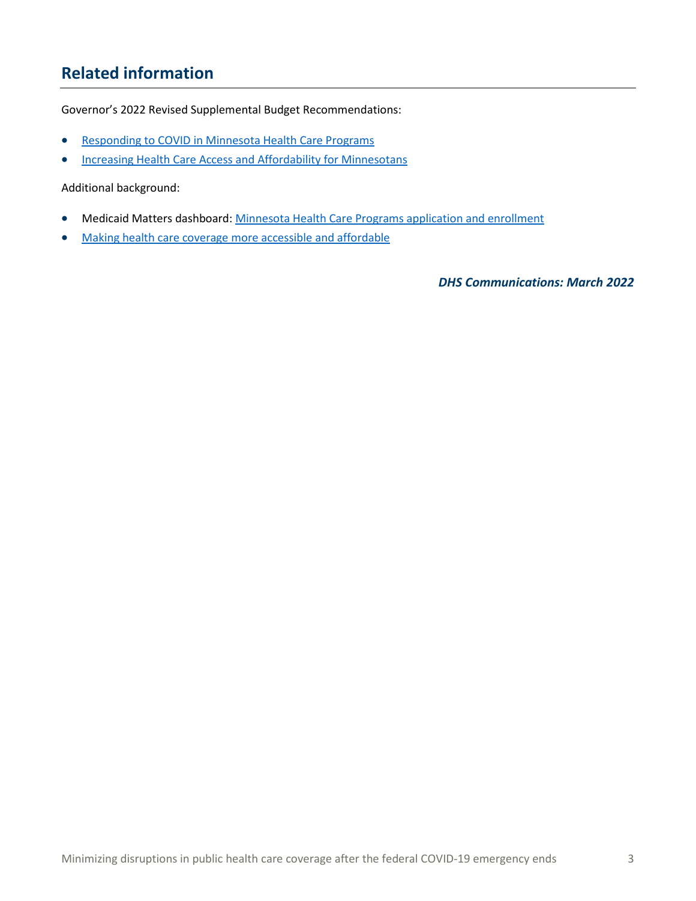## Related information

Governor's 2022 Revised Supplemental Budget Recommendations:

- Responding to COVID in Minnesota Health Care Programs
- Increasing Health Care Access and Affordability for Minnesotans

Additional background:

- Medicaid Matters dashboard: Minnesota Health Care Programs application and enrollment
- Making health care coverage more accessible and affordable

***DHS Communications: March 2022***